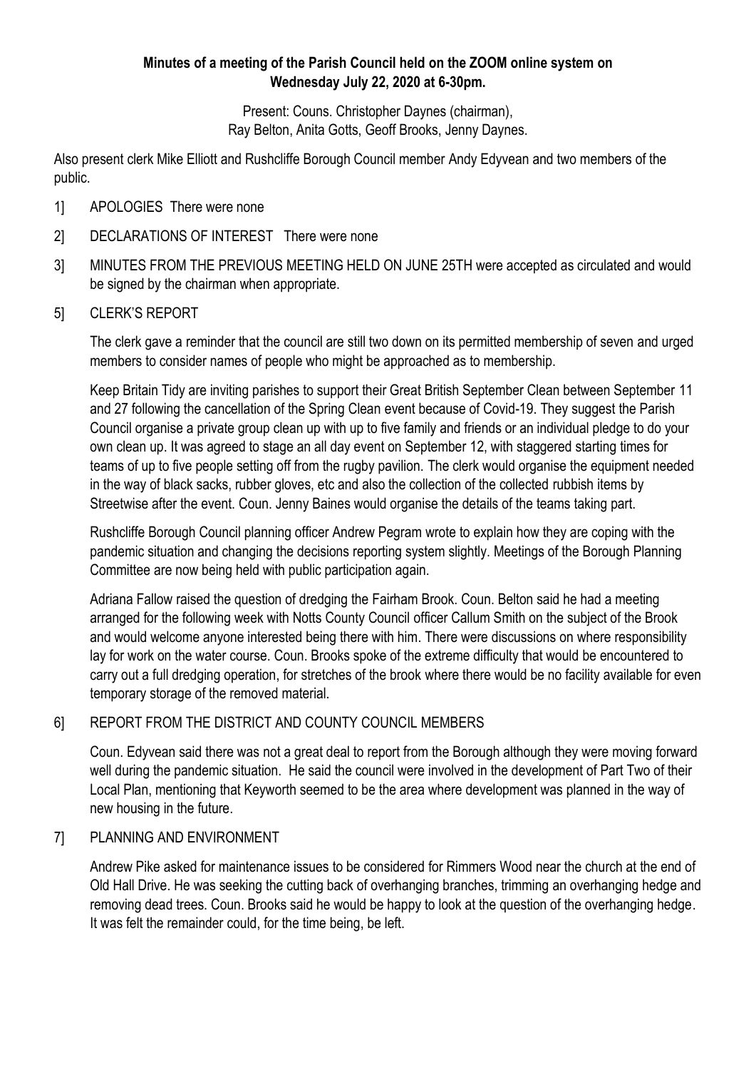**Minutes of a meeting of the Parish Council held on the ZOOM online system on Wednesday July 22, 2020 at 6-30pm.**

Present: Couns. Christopher Daynes (chairman), Ray Belton, Anita Gotts, Geoff Brooks, Jenny Daynes.

Also present clerk Mike Elliott and Rushcliffe Borough Council member Andy Edyvean and two members of the public.

1] APOLOGIES There were none

2] DECLARATIONS OF INTEREST There were none

3] MINUTES FROM THE PREVIOUS MEETING HELD ON JUNE 25TH were accepted as circulated and would be signed by the chairman when appropriate.

5] CLERK'S REPORT

The clerk gave a reminder that the council are still two down on its permitted membership of seven and urged members to consider names of people who might be approached as to membership.

Keep Britain Tidy are inviting parishes to support their Great British September Clean between September 11 and 27 following the cancellation of the Spring Clean event because of Covid-19. They suggest the Parish Council organise a private group clean up with up to five family and friends or an individual pledge to do your own clean up. It was agreed to stage an all day event on September 12, with staggered starting times for teams of up to five people setting off from the rugby pavilion. The clerk would organise the equipment needed in the way of black sacks, rubber gloves, etc and also the collection of the collected rubbish items by Streetwise after the event. Coun. Jenny Baines would organise the details of the teams taking part.

Rushcliffe Borough Council planning officer Andrew Pegram wrote to explain how they are coping with the pandemic situation and changing the decisions reporting system slightly. Meetings of the Borough Planning Committee are now being held with public participation again.

Adriana Fallow raised the question of dredging the Fairham Brook. Coun. Belton said he had a meeting arranged for the following week with Notts County Council officer Callum Smith on the subject of the Brook and would welcome anyone interested being there with him. There were discussions on where responsibility lay for work on the water course. Coun. Brooks spoke of the extreme difficulty that would be encountered to carry out a full dredging operation, for stretches of the brook where there would be no facility available for even temporary storage of the removed material.

6] REPORT FROM THE DISTRICT AND COUNTY COUNCIL MEMBERS

Coun. Edyvean said there was not a great deal to report from the Borough although they were moving forward well during the pandemic situation. He said the council were involved in the development of Part Two of their Local Plan, mentioning that Keyworth seemed to be the area where development was planned in the way of new housing in the future.

7] PLANNING AND ENVIRONMENT

Andrew Pike asked for maintenance issues to be considered for Rimmers Wood near the church at the end of Old Hall Drive. He was seeking the cutting back of overhanging branches, trimming an overhanging hedge and removing dead trees. Coun. Brooks said he would be happy to look at the question of the overhanging hedge. It was felt the remainder could, for the time being, be left.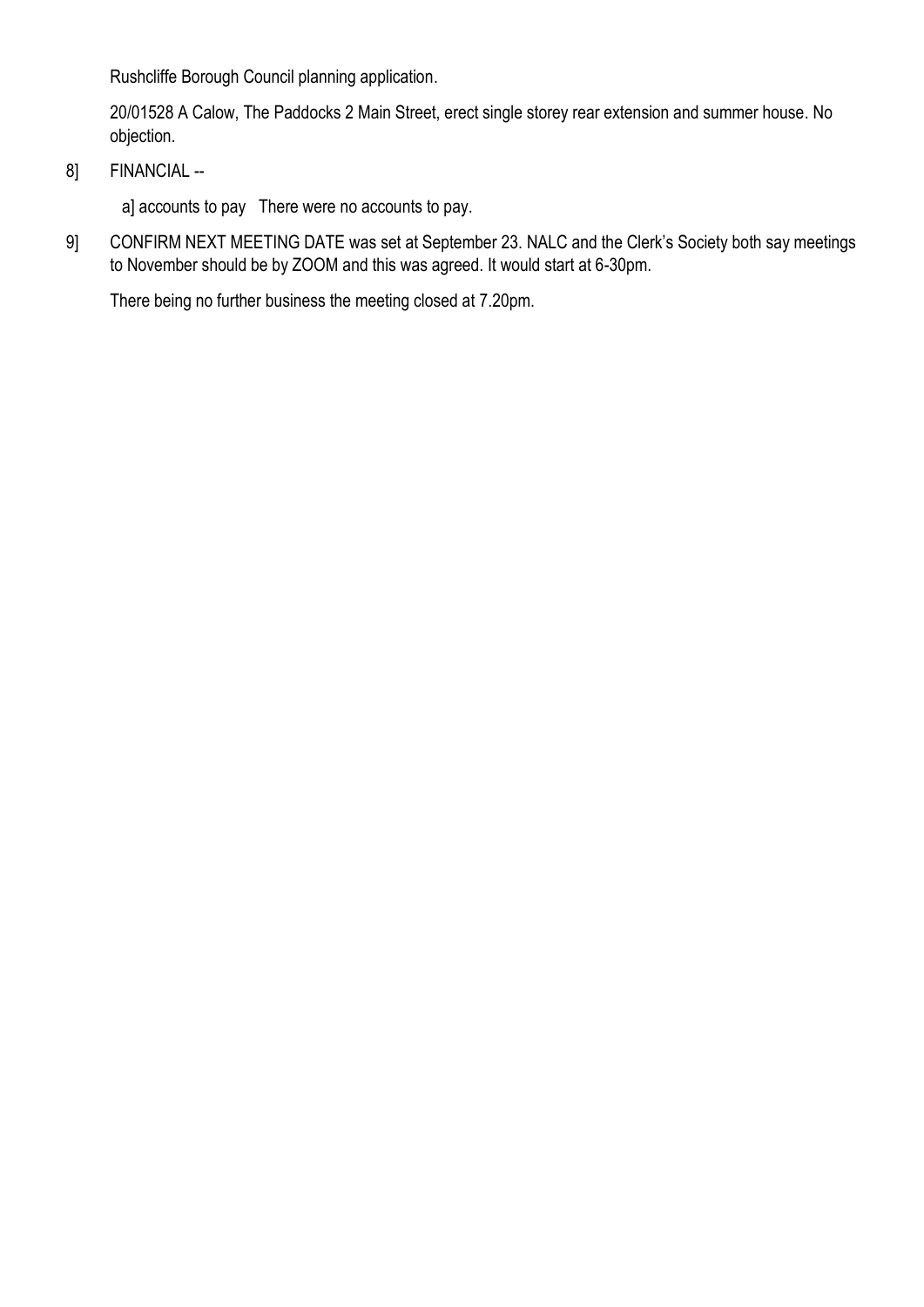Rushcliffe Borough Council planning application.

20/01528 A Calow, The Paddocks 2 Main Street, erect single storey rear extension and summer house. No objection.

8] FINANCIAL --

a] accounts to pay There were no accounts to pay.

9] CONFIRM NEXT MEETING DATE was set at September 23. NALC and the Clerk's Society both say meetings to November should be by ZOOM and this was agreed. It would start at 6-30pm.

There being no further business the meeting closed at 7.20pm.